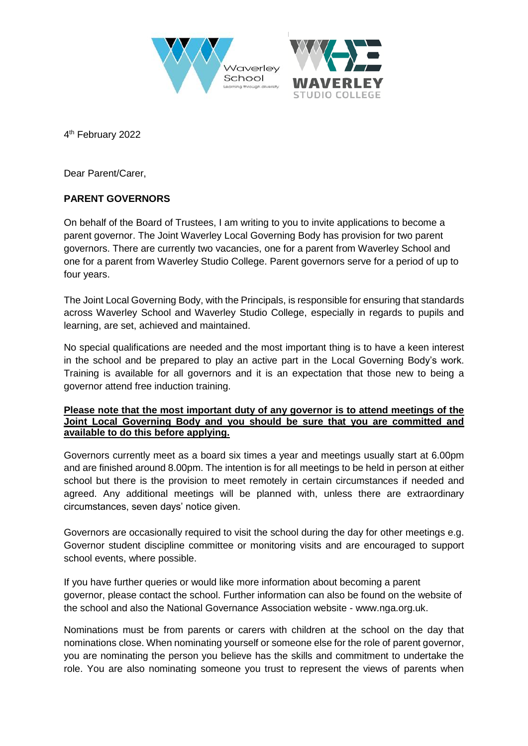4th February 2022

Dear Parent/Carer,

**PARENT GOVERNORS**

On behalf of the Board of Trustees, I am writing to you to invite applications to become a parent governor. The Joint Waverley Local Governing Body has provision for two parent governors. There are currently two vacancies, one for a parent from Waverley School and one for a parent from Waverley Studio College. Parent governors serve for a period of up to four years.

The Joint Local Governing Body, with the Principals, is responsible for ensuring that standards across Waverley School and Waverley Studio College, especially in regards to pupils and learning, are set, achieved and maintained.

No special qualifications are needed and the most important thing is to have a keen interest in the school and be prepared to play an active part in the Local Governing Body's work. Training is available for all governors and it is an expectation that those new to being a governor attend free induction training.

<u>**Please note that the most important duty of any governor is to attend meetings of the Joint Local Governing Body and you should be sure that you are committed and available to do this before applying.**</u>

Governors currently meet as a board six times a year and meetings usually start at 6.00pm and are finished around 8.00pm. The intention is for all meetings to be held in person at either school but there is the provision to meet remotely in certain circumstances if needed and agreed. Any additional meetings will be planned with, unless there are extraordinary circumstances, seven days' notice given.

Governors are occasionally required to visit the school during the day for other meetings e.g. Governor student discipline committee or monitoring visits and are encouraged to support school events, where possible.

If you have further queries or would like more information about becoming a parent governor, please contact the school. Further information can also be found on the website of the school and also the National Governance Association website - www.nga.org.uk.

Nominations must be from parents or carers with children at the school on the day that nominations close. When nominating yourself or someone else for the role of parent governor, you are nominating the person you believe has the skills and commitment to undertake the role. You are also nominating someone you trust to represent the views of parents when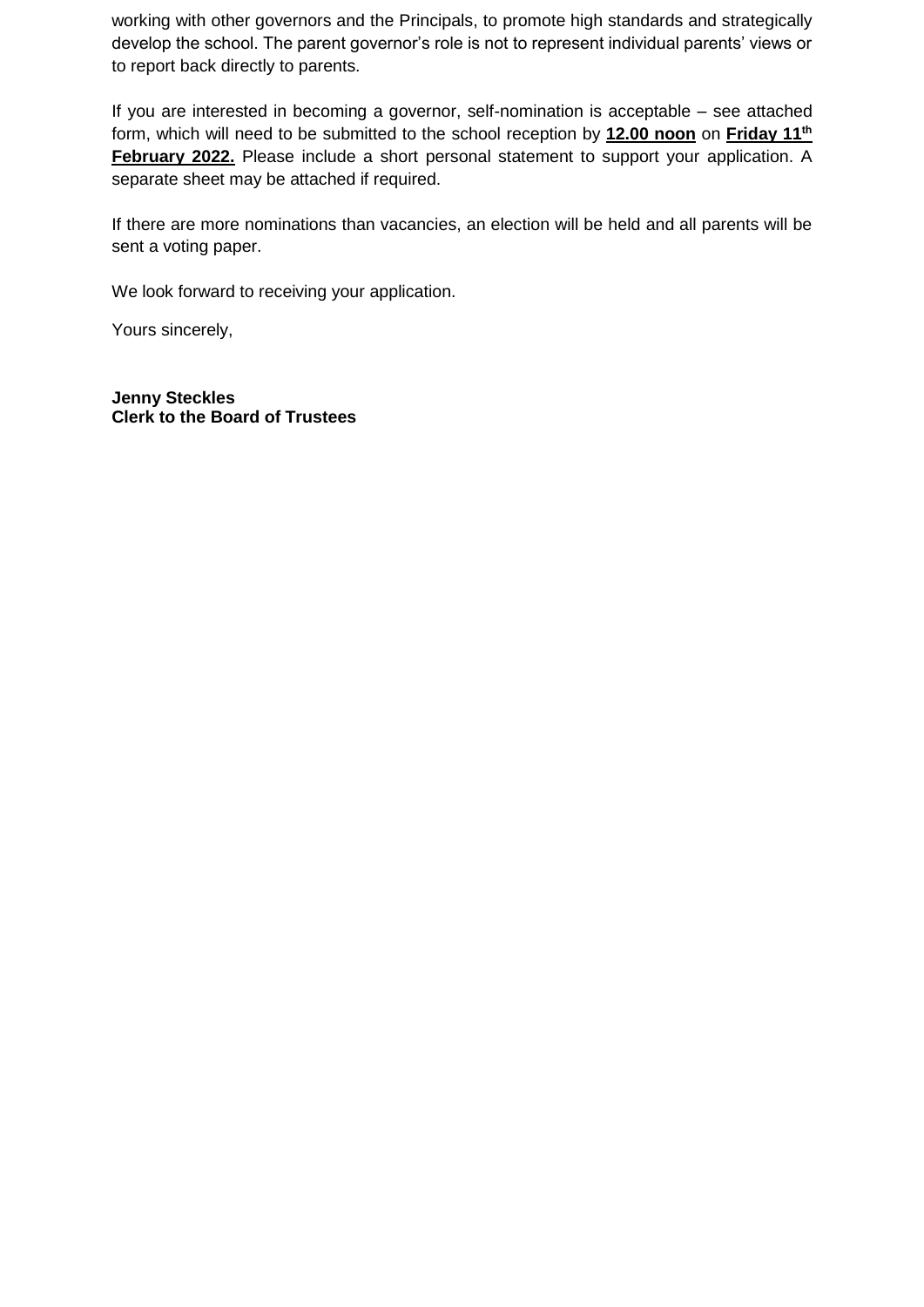working with other governors and the Principals, to promote high standards and strategically develop the school. The parent governor's role is not to represent individual parents' views or to report back directly to parents.

If you are interested in becoming a governor, self-nomination is acceptable – see attached form, which will need to be submitted to the school reception by **12.00 noon** on **Friday 11th February 2022.** Please include a short personal statement to support your application. A separate sheet may be attached if required.

If there are more nominations than vacancies, an election will be held and all parents will be sent a voting paper.

We look forward to receiving your application.

Yours sincerely,

**Jenny Steckles**
**Clerk to the Board of Trustees**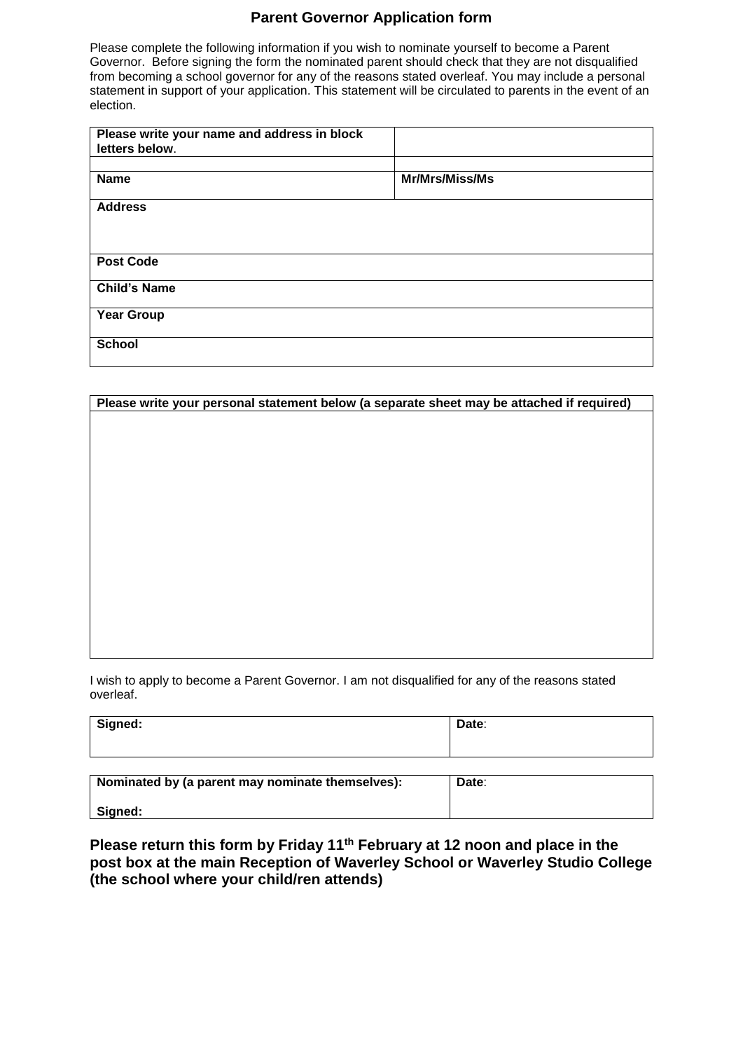# Parent Governor Application form

Please complete the following information if you wish to nominate yourself to become a Parent Governor. Before signing the form the nominated parent should check that they are not disqualified from becoming a school governor for any of the reasons stated overleaf. You may include a personal statement in support of your application. This statement will be circulated to parents in the event of an election.

| **Please write your name and address in block letters below**. | |
|---|---|
| | |
| **Name** | **Mr/Mrs/Miss/Ms** |
| **Address** | |
| **Post Code** | |
| **Child's Name** | |
| **Year Group** | |
| **School** | |

| **Please write your personal statement below (a separate sheet may be attached if required)** |
|---|
| |

I wish to apply to become a Parent Governor. I am not disqualified for any of the reasons stated overleaf.

| **Signed:** | **Date**: |
|---|---|

| **Nominated by (a parent may nominate themselves):** <br><br> **Signed:** | **Date**: |
|---|---|

**Please return this form by Friday 11th February at 12 noon and place in the post box at the main Reception of Waverley School or Waverley Studio College (the school where your child/ren attends)**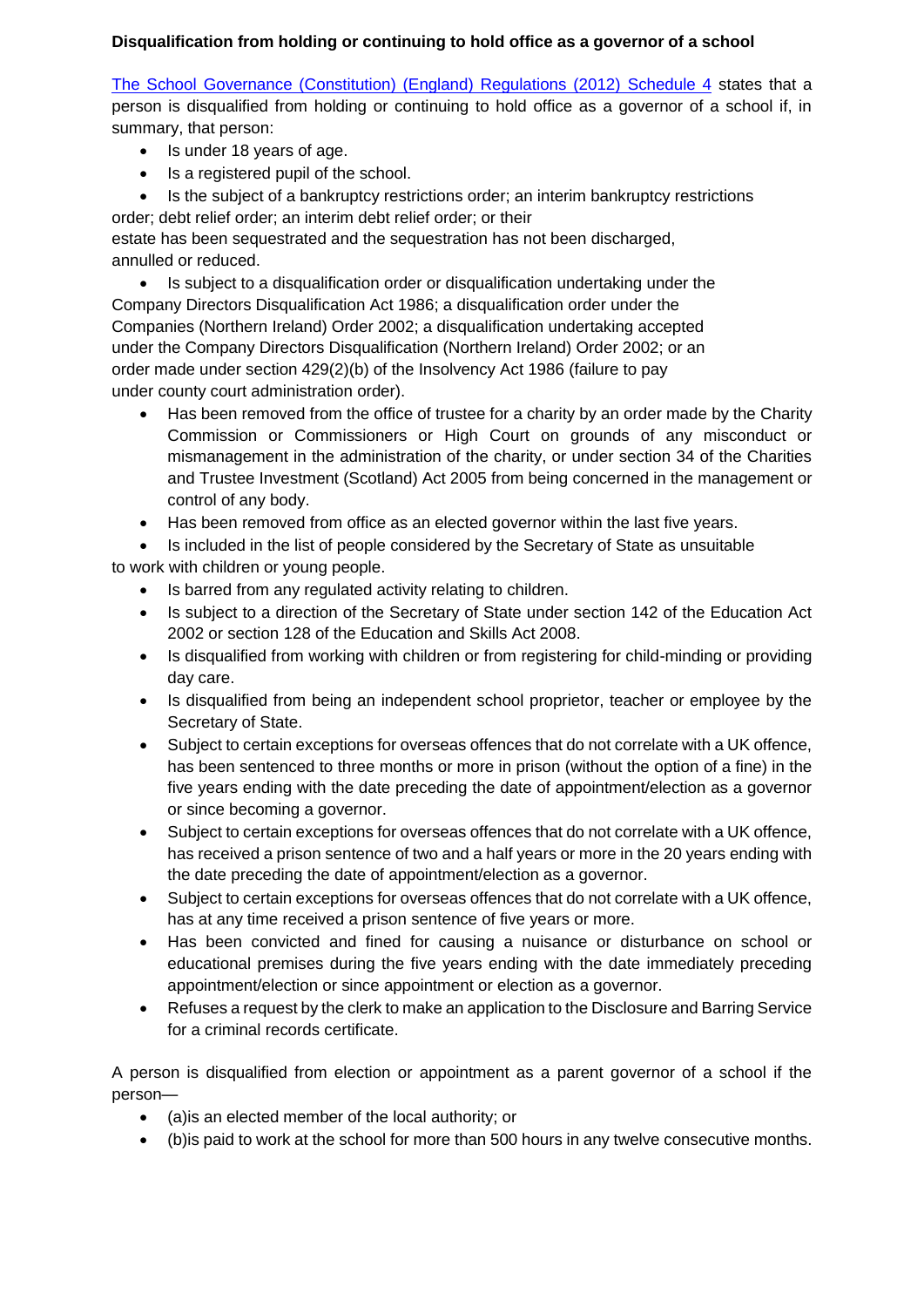**Disqualification from holding or continuing to hold office as a governor of a school**

[The School Governance (Constitution) (England) Regulations (2012) Schedule 4](#) states that a person is disqualified from holding or continuing to hold office as a governor of a school if, in summary, that person:

- Is under 18 years of age.
- Is a registered pupil of the school.
- Is the subject of a bankruptcy restrictions order; an interim bankruptcy restrictions order; debt relief order; an interim debt relief order; or their estate has been sequestrated and the sequestration has not been discharged, annulled or reduced.
- Is subject to a disqualification order or disqualification undertaking under the Company Directors Disqualification Act 1986; a disqualification order under the Companies (Northern Ireland) Order 2002; a disqualification undertaking accepted under the Company Directors Disqualification (Northern Ireland) Order 2002; or an order made under section 429(2)(b) of the Insolvency Act 1986 (failure to pay under county court administration order).
- Has been removed from the office of trustee for a charity by an order made by the Charity Commission or Commissioners or High Court on grounds of any misconduct or mismanagement in the administration of the charity, or under section 34 of the Charities and Trustee Investment (Scotland) Act 2005 from being concerned in the management or control of any body.
- Has been removed from office as an elected governor within the last five years.
- Is included in the list of people considered by the Secretary of State as unsuitable to work with children or young people.
- Is barred from any regulated activity relating to children.
- Is subject to a direction of the Secretary of State under section 142 of the Education Act 2002 or section 128 of the Education and Skills Act 2008.
- Is disqualified from working with children or from registering for child-minding or providing day care.
- Is disqualified from being an independent school proprietor, teacher or employee by the Secretary of State.
- Subject to certain exceptions for overseas offences that do not correlate with a UK offence, has been sentenced to three months or more in prison (without the option of a fine) in the five years ending with the date preceding the date of appointment/election as a governor or since becoming a governor.
- Subject to certain exceptions for overseas offences that do not correlate with a UK offence, has received a prison sentence of two and a half years or more in the 20 years ending with the date preceding the date of appointment/election as a governor.
- Subject to certain exceptions for overseas offences that do not correlate with a UK offence, has at any time received a prison sentence of five years or more.
- Has been convicted and fined for causing a nuisance or disturbance on school or educational premises during the five years ending with the date immediately preceding appointment/election or since appointment or election as a governor.
- Refuses a request by the clerk to make an application to the Disclosure and Barring Service for a criminal records certificate.

A person is disqualified from election or appointment as a parent governor of a school if the person—

- (a)is an elected member of the local authority; or
- (b)is paid to work at the school for more than 500 hours in any twelve consecutive months.